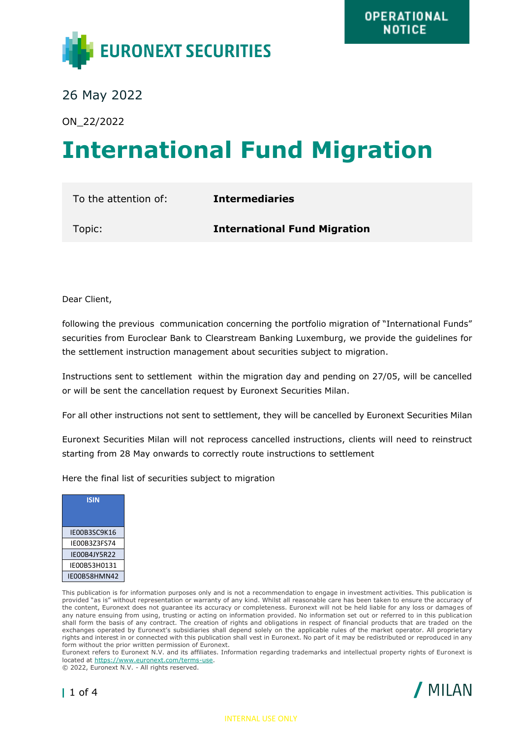OPERATIONAL NOTICE

EURONEXT SECURITIES

26 May 2022

ON_22/2022

# International Fund Migration

| To the attention of: | **Intermediaries** |
|---|---|
| Topic: | **International Fund Migration** |

Dear Client,

following the previous communication concerning the portfolio migration of "International Funds" securities from Euroclear Bank to Clearstream Banking Luxemburg, we provide the guidelines for the settlement instruction management about securities subject to migration.

Instructions sent to settlement within the migration day and pending on 27/05, will be cancelled or will be sent the cancellation request by Euronext Securities Milan.

For all other instructions not sent to settlement, they will be cancelled by Euronext Securities Milan

Euronext Securities Milan will not reprocess cancelled instructions, clients will need to reinstruct starting from 28 May onwards to correctly route instructions to settlement

Here the final list of securities subject to migration

| ISIN |
|---|
| IE00B3SC9K16 |
| IE00B3Z3FS74 |
| IE00B4JY5R22 |
| IE00B53H0131 |
| IE00B58HMN42 |

This publication is for information purposes only and is not a recommendation to engage in investment activities. This publication is provided "as is" without representation or warranty of any kind. Whilst all reasonable care has been taken to ensure the accuracy of the content, Euronext does not guarantee its accuracy or completeness. Euronext will not be held liable for any loss or damages of any nature ensuing from using, trusting or acting on information provided. No information set out or referred to in this publication shall form the basis of any contract. The creation of rights and obligations in respect of financial products that are traded on the exchanges operated by Euronext's subsidiaries shall depend solely on the applicable rules of the market operator. All proprietary rights and interest in or connected with this publication shall vest in Euronext. No part of it may be redistributed or reproduced in any form without the prior written permission of Euronext.
Euronext refers to Euronext N.V. and its affiliates. Information regarding trademarks and intellectual property rights of Euronext is located at https://www.euronext.com/terms-use.
© 2022, Euronext N.V. - All rights reserved.

/ MILAN

INTERNAL USE ONLY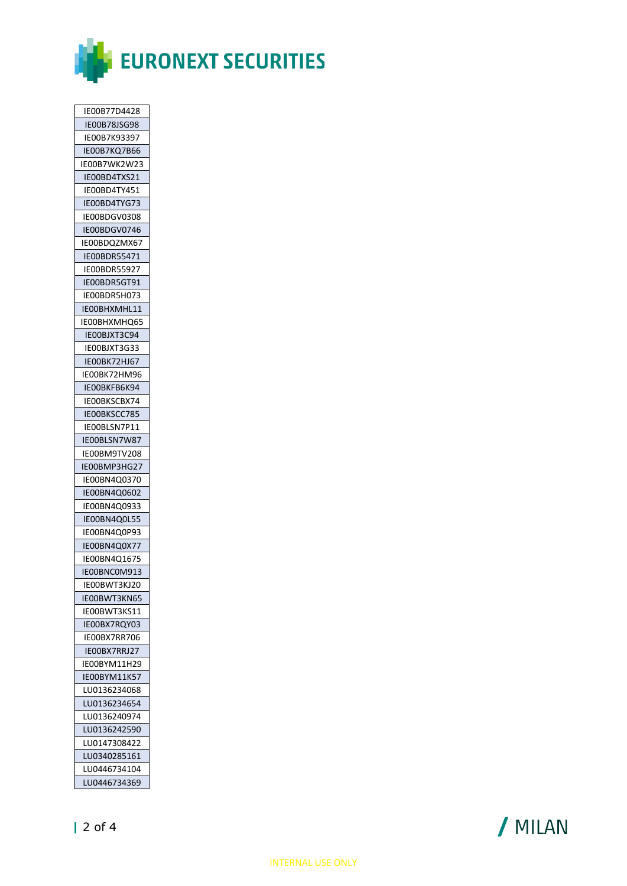| |
|---|
| IE00B77D4428 |
| IE00B78JSG98 |
| IE00B7K93397 |
| IE00B7KQ7B66 |
| IE00B7WK2W23 |
| IE00BD4TXS21 |
| IE00BD4TY451 |
| IE00BD4TYG73 |
| IE00BDGV0308 |
| IE00BDGV0746 |
| IE00BDQZMX67 |
| IE00BDR55471 |
| IE00BDR55927 |
| IE00BDR5GT91 |
| IE00BDR5H073 |
| IE00BHXMHL11 |
| IE00BHXMHQ65 |
| IE00BJXT3C94 |
| IE00BJXT3G33 |
| IE00BK72HJ67 |
| IE00BK72HM96 |
| IE00BKFB6K94 |
| IE00BKSCBX74 |
| IE00BKSCC785 |
| IE00BLSN7P11 |
| IE00BLSN7W87 |
| IE00BM9TV208 |
| IE00BMP3HG27 |
| IE00BN4Q0370 |
| IE00BN4Q0602 |
| IE00BN4Q0933 |
| IE00BN4Q0L55 |
| IE00BN4Q0P93 |
| IE00BN4Q0X77 |
| IE00BN4Q1675 |
| IE00BNC0M913 |
| IE00BWT3KJ20 |
| IE00BWT3KN65 |
| IE00BWT3KS11 |
| IE00BX7RQY03 |
| IE00BX7RR706 |
| IE00BX7RRJ27 |
| IE00BYM11H29 |
| IE00BYM11K57 |
| LU0136234068 |
| LU0136234654 |
| LU0136240974 |
| LU0136242590 |
| LU0147308422 |
| LU0340285161 |
| LU0446734104 |
| LU0446734369 |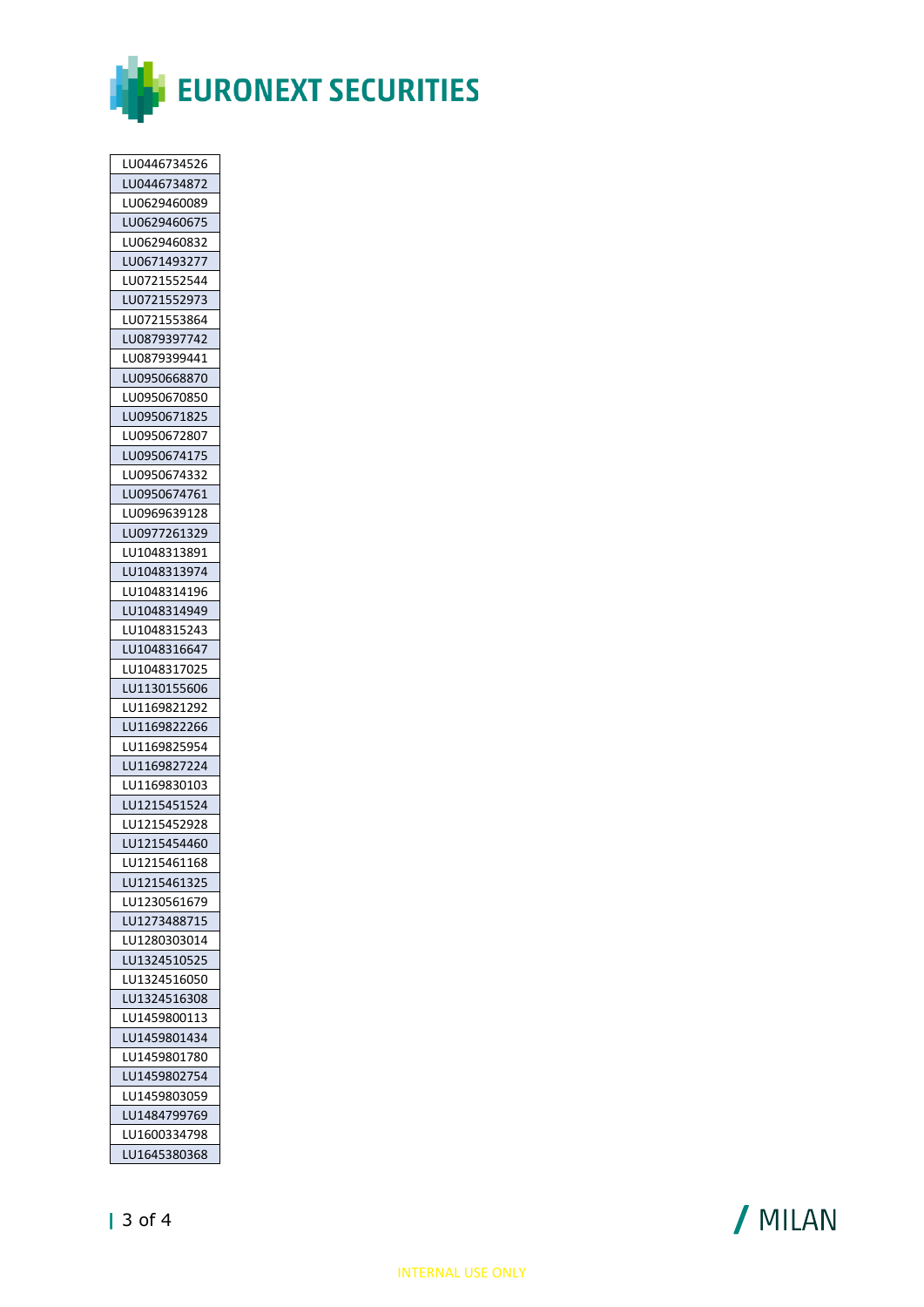| LU0446734526 |
|---|
| LU0446734872 |
| LU0629460089 |
| LU0629460675 |
| LU0629460832 |
| LU0671493277 |
| LU0721552544 |
| LU0721552973 |
| LU0721553864 |
| LU0879397742 |
| LU0879399441 |
| LU0950668870 |
| LU0950670850 |
| LU0950671825 |
| LU0950672807 |
| LU0950674175 |
| LU0950674332 |
| LU0950674761 |
| LU0969639128 |
| LU0977261329 |
| LU1048313891 |
| LU1048313974 |
| LU1048314196 |
| LU1048314949 |
| LU1048315243 |
| LU1048316647 |
| LU1048317025 |
| LU1130155606 |
| LU1169821292 |
| LU1169822266 |
| LU1169825954 |
| LU1169827224 |
| LU1169830103 |
| LU1215451524 |
| LU1215452928 |
| LU1215454460 |
| LU1215461168 |
| LU1215461325 |
| LU1230561679 |
| LU1273488715 |
| LU1280303014 |
| LU1324510525 |
| LU1324516050 |
| LU1324516308 |
| LU1459800113 |
| LU1459801434 |
| LU1459801780 |
| LU1459802754 |
| LU1459803059 |
| LU1484799769 |
| LU1600334798 |
| LU1645380368 |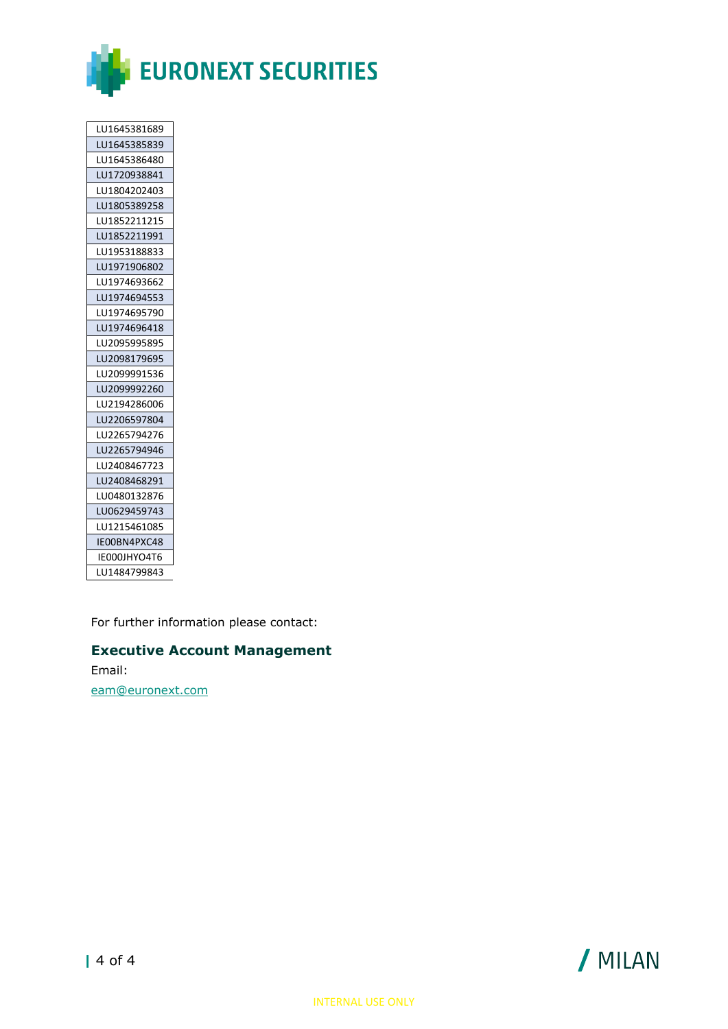| |
|---|
| LU1645381689 |
| LU1645385839 |
| LU1645386480 |
| LU1720938841 |
| LU1804202403 |
| LU1805389258 |
| LU1852211215 |
| LU1852211991 |
| LU1953188833 |
| LU1971906802 |
| LU1974693662 |
| LU1974694553 |
| LU1974695790 |
| LU1974696418 |
| LU2095995895 |
| LU2098179695 |
| LU2099991536 |
| LU2099992260 |
| LU2194286006 |
| LU2206597804 |
| LU2265794276 |
| LU2265794946 |
| LU2408467723 |
| LU2408468291 |
| LU0480132876 |
| LU0629459743 |
| LU1215461085 |
| IE00BN4PXC48 |
| IE000JHYO4T6 |
| LU1484799843 |

For further information please contact:

**Executive Account Management**

Email:

eam@euronext.com